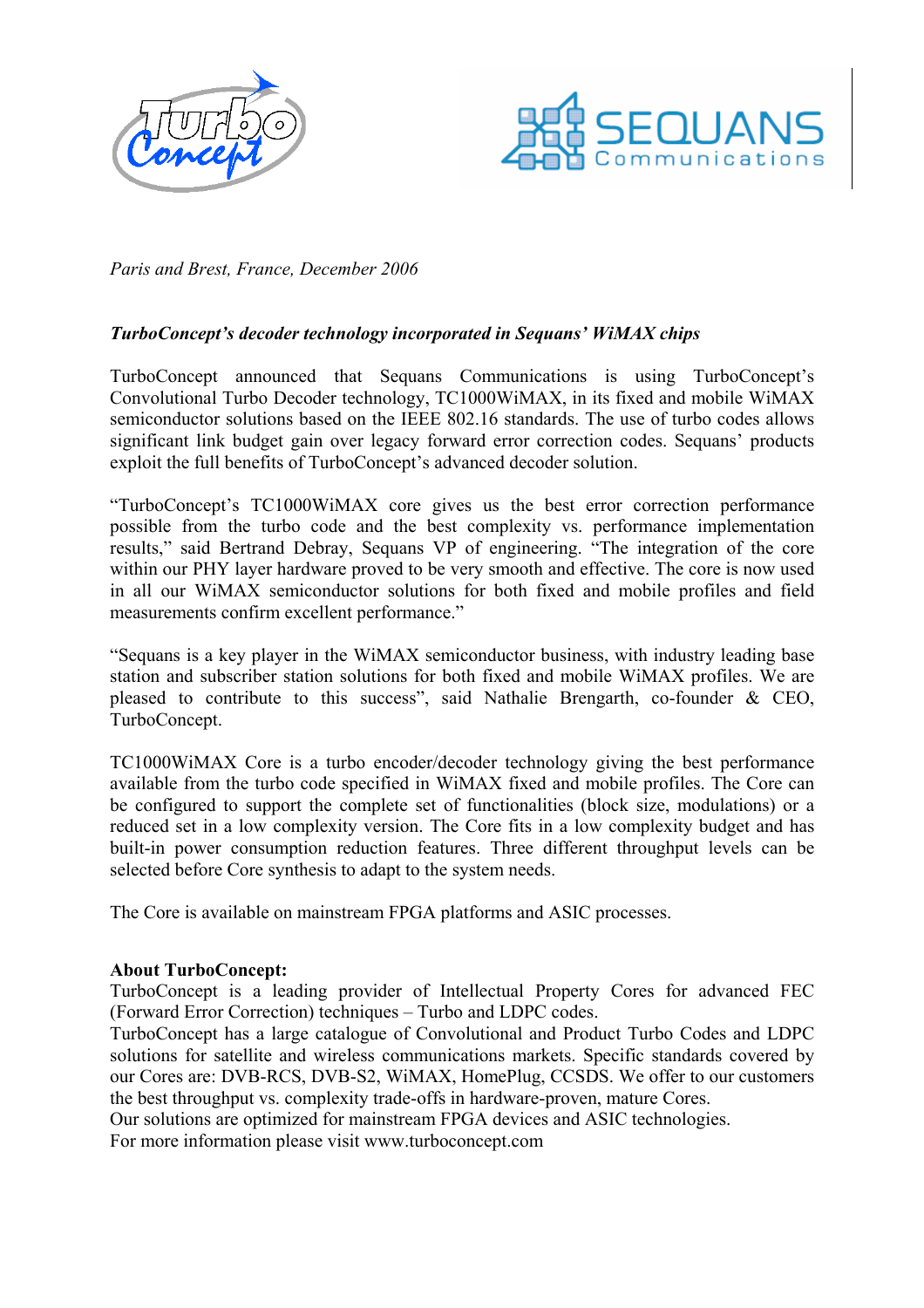*Paris and Brest, France, December 2006*

***TurboConcept's decoder technology incorporated in Sequans' WiMAX chips***

TurboConcept announced that Sequans Communications is using TurboConcept's Convolutional Turbo Decoder technology, TC1000WiMAX, in its fixed and mobile WiMAX semiconductor solutions based on the IEEE 802.16 standards. The use of turbo codes allows significant link budget gain over legacy forward error correction codes. Sequans' products exploit the full benefits of TurboConcept's advanced decoder solution.

"TurboConcept's TC1000WiMAX core gives us the best error correction performance possible from the turbo code and the best complexity vs. performance implementation results," said Bertrand Debray, Sequans VP of engineering. "The integration of the core within our PHY layer hardware proved to be very smooth and effective. The core is now used in all our WiMAX semiconductor solutions for both fixed and mobile profiles and field measurements confirm excellent performance."

"Sequans is a key player in the WiMAX semiconductor business, with industry leading base station and subscriber station solutions for both fixed and mobile WiMAX profiles. We are pleased to contribute to this success", said Nathalie Brengarth, co-founder & CEO, TurboConcept.

TC1000WiMAX Core is a turbo encoder/decoder technology giving the best performance available from the turbo code specified in WiMAX fixed and mobile profiles. The Core can be configured to support the complete set of functionalities (block size, modulations) or a reduced set in a low complexity version. The Core fits in a low complexity budget and has built-in power consumption reduction features. Three different throughput levels can be selected before Core synthesis to adapt to the system needs.

The Core is available on mainstream FPGA platforms and ASIC processes.

**About TurboConcept:**

TurboConcept is a leading provider of Intellectual Property Cores for advanced FEC (Forward Error Correction) techniques – Turbo and LDPC codes.

TurboConcept has a large catalogue of Convolutional and Product Turbo Codes and LDPC solutions for satellite and wireless communications markets. Specific standards covered by our Cores are: DVB-RCS, DVB-S2, WiMAX, HomePlug, CCSDS. We offer to our customers the best throughput vs. complexity trade-offs in hardware-proven, mature Cores.

Our solutions are optimized for mainstream FPGA devices and ASIC technologies.

For more information please visit www.turboconcept.com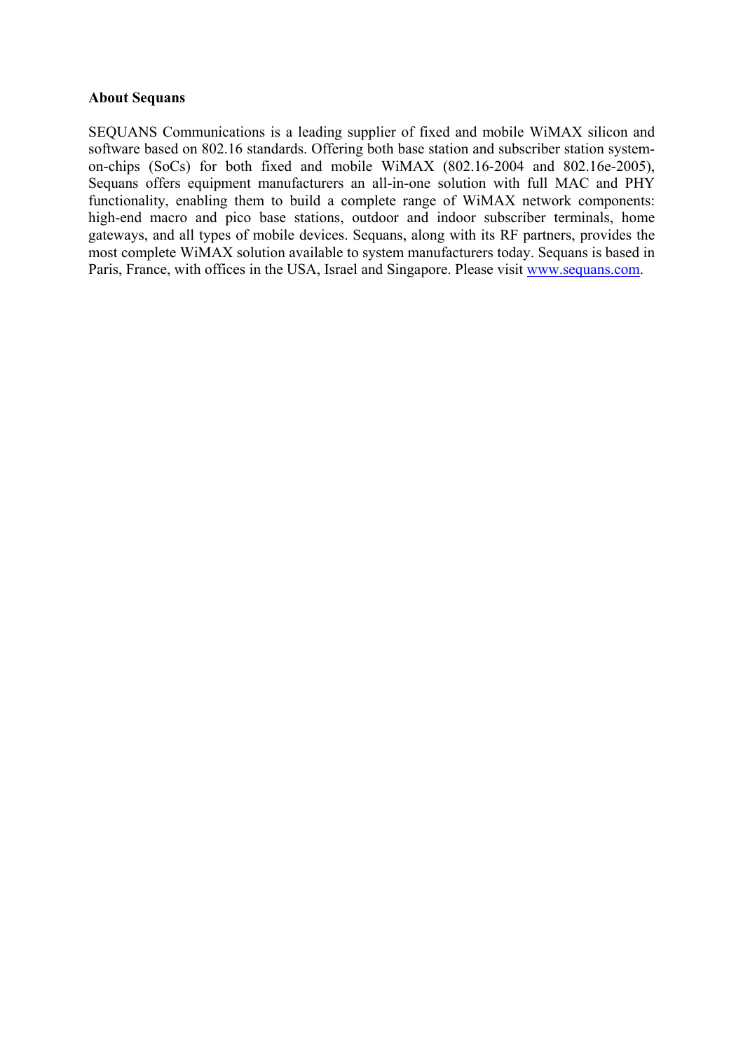**About Sequans**

SEQUANS Communications is a leading supplier of fixed and mobile WiMAX silicon and software based on 802.16 standards. Offering both base station and subscriber station system-on-chips (SoCs) for both fixed and mobile WiMAX (802.16-2004 and 802.16e-2005), Sequans offers equipment manufacturers an all-in-one solution with full MAC and PHY functionality, enabling them to build a complete range of WiMAX network components: high-end macro and pico base stations, outdoor and indoor subscriber terminals, home gateways, and all types of mobile devices. Sequans, along with its RF partners, provides the most complete WiMAX solution available to system manufacturers today. Sequans is based in Paris, France, with offices in the USA, Israel and Singapore. Please visit www.sequans.com.